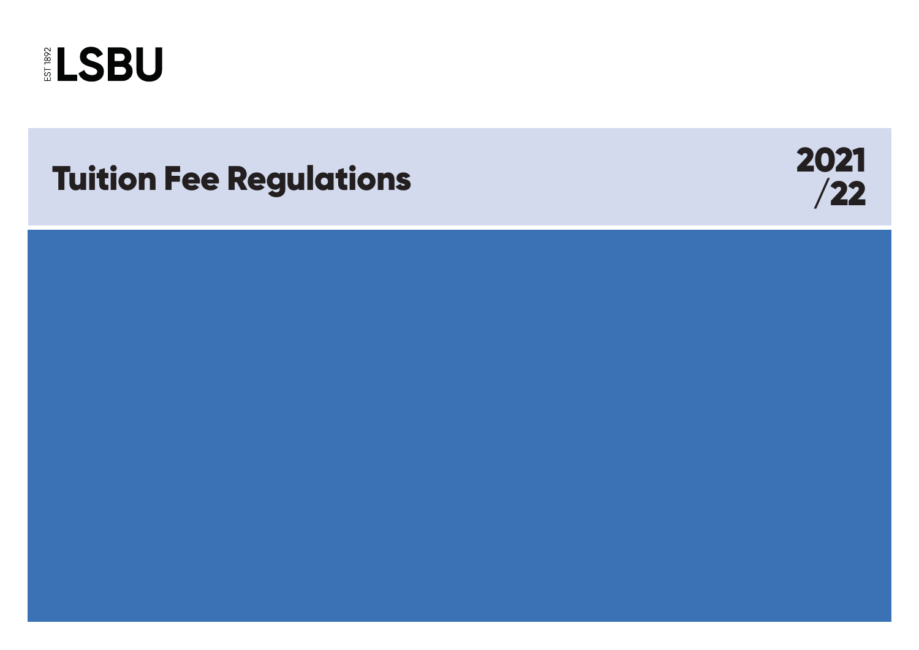EST 1892 **LSBU**

# Tuition Fee Regulations

**2021/22**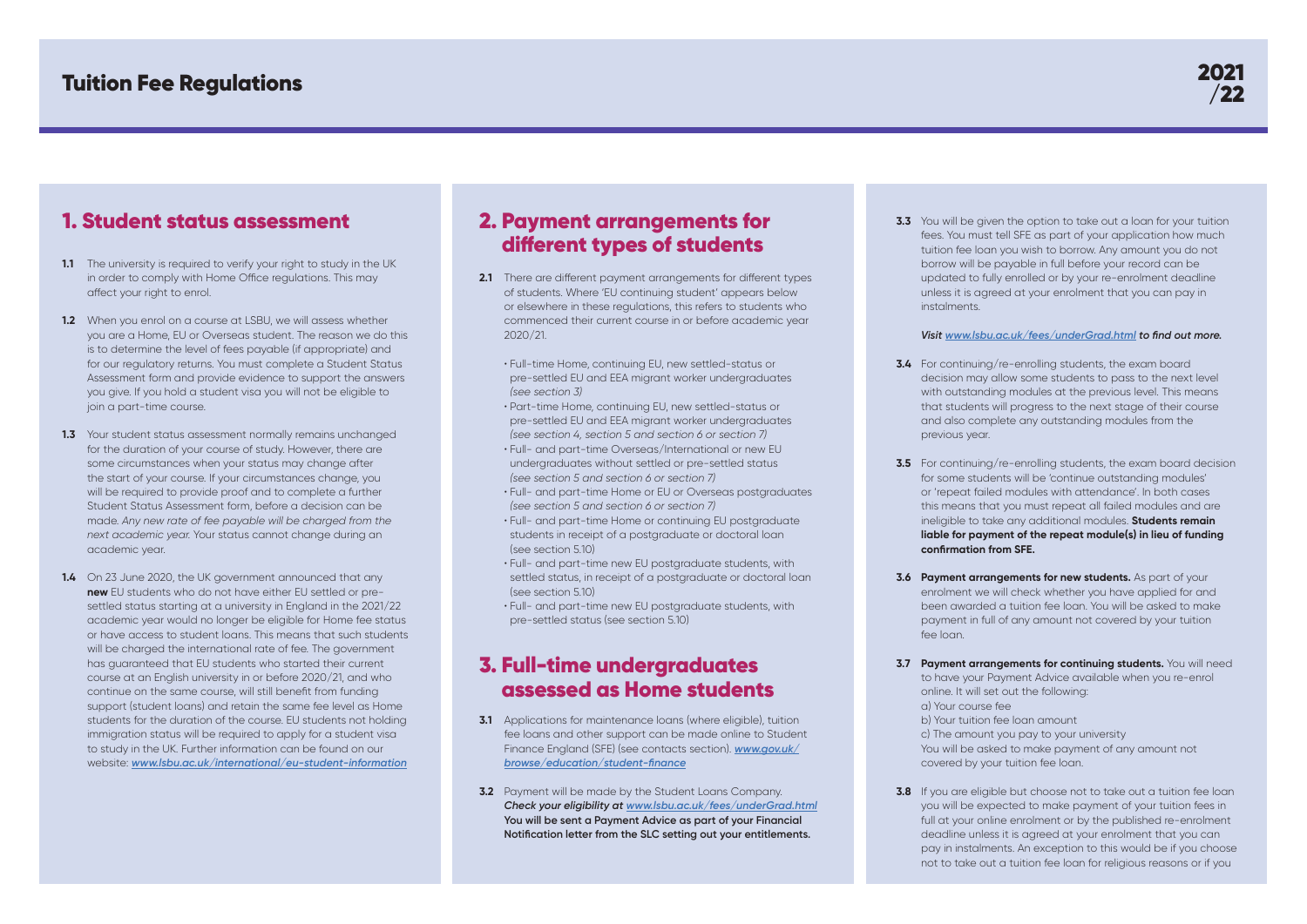## 1. Student status assessment

**1.1** The university is required to verify your right to study in the UK in order to comply with Home Office regulations. This may affect your right to enrol.

**1.2** When you enrol on a course at LSBU, we will assess whether you are a Home, EU or Overseas student. The reason we do this is to determine the level of fees payable (if appropriate) and for our regulatory returns. You must complete a Student Status Assessment form and provide evidence to support the answers you give. If you hold a student visa you will not be eligible to join a part-time course.

**1.3** Your student status assessment normally remains unchanged for the duration of your course of study. However, there are some circumstances when your status may change after the start of your course. If your circumstances change, you will be required to provide proof and to complete a further Student Status Assessment form, before a decision can be made. *Any new rate of fee payable will be charged from the next academic year.* Your status cannot change during an academic year.

**1.4** On 23 June 2020, the UK government announced that any **new** EU students who do not have either EU settled or pre-settled status starting at a university in England in the 2021/22 academic year would no longer be eligible for Home fee status or have access to student loans. This means that such students will be charged the international rate of fee. The government has guaranteed that EU students who started their current course at an English university in or before 2020/21, and who continue on the same course, will still benefit from funding support (student loans) and retain the same fee level as Home students for the duration of the course. EU students not holding immigration status will be required to apply for a student visa to study in the UK. Further information can be found on our website: ***www.lsbu.ac.uk/international/eu-student-information***

## 2. Payment arrangements for different types of students

**2.1** There are different payment arrangements for different types of students. Where 'EU continuing student' appears below or elsewhere in these regulations, this refers to students who commenced their current course in or before academic year 2020/21.

- Full-time Home, continuing EU, new settled-status or pre-settled EU and EEA migrant worker undergraduates *(see section 3)*
- Part-time Home, continuing EU, new settled-status or pre-settled EU and EEA migrant worker undergraduates *(see section 4, section 5 and section 6 or section 7)*
- Full- and part-time Overseas/International or new EU undergraduates without settled or pre-settled status *(see section 5 and section 6 or section 7)*
- Full- and part-time Home or EU or Overseas postgraduates *(see section 5 and section 6 or section 7)*
- Full- and part-time Home or continuing EU postgraduate students in receipt of a postgraduate or doctoral loan (see section 5.10)
- Full- and part-time new EU postgraduate students, with settled status, in receipt of a postgraduate or doctoral loan (see section 5.10)
- Full- and part-time new EU postgraduate students, with pre-settled status (see section 5.10)

## 3. Full-time undergraduates assessed as Home students

**3.1** Applications for maintenance loans (where eligible), tuition fee loans and other support can be made online to Student Finance England (SFE) (see contacts section). ***www.gov.uk/browse/education/student-finance***

**3.2** Payment will be made by the Student Loans Company. ***Check your eligibility at www.lsbu.ac.uk/fees/underGrad.html*** **You will be sent a Payment Advice as part of your Financial Notification letter from the SLC setting out your entitlements.**

**3.3** You will be given the option to take out a loan for your tuition fees. You must tell SFE as part of your application how much tuition fee loan you wish to borrow. Any amount you do not borrow will be payable in full before your record can be updated to fully enrolled or by your re-enrolment deadline unless it is agreed at your enrolment that you can pay in instalments.

***Visit www.lsbu.ac.uk/fees/underGrad.html to find out more.***

**3.4** For continuing/re-enrolling students, the exam board decision may allow some students to pass to the next level with outstanding modules at the previous level. This means that students will progress to the next stage of their course and also complete any outstanding modules from the previous year.

**3.5** For continuing/re-enrolling students, the exam board decision for some students will be 'continue outstanding modules' or 'repeat failed modules with attendance'. In both cases this means that you must repeat all failed modules and are ineligible to take any additional modules. **Students remain liable for payment of the repeat module(s) in lieu of funding confirmation from SFE.**

**3.6** **Payment arrangements for new students.** As part of your enrolment we will check whether you have applied for and been awarded a tuition fee loan. You will be asked to make payment in full of any amount not covered by your tuition fee loan.

**3.7** **Payment arrangements for continuing students.** You will need to have your Payment Advice available when you re-enrol online. It will set out the following:
a) Your course fee
b) Your tuition fee loan amount
c) The amount you pay to your university
You will be asked to make payment of any amount not covered by your tuition fee loan.

**3.8** If you are eligible but choose not to take out a tuition fee loan you will be expected to make payment of your tuition fees in full at your online enrolment or by the published re-enrolment deadline unless it is agreed at your enrolment that you can pay in instalments. An exception to this would be if you choose not to take out a tuition fee loan for religious reasons or if you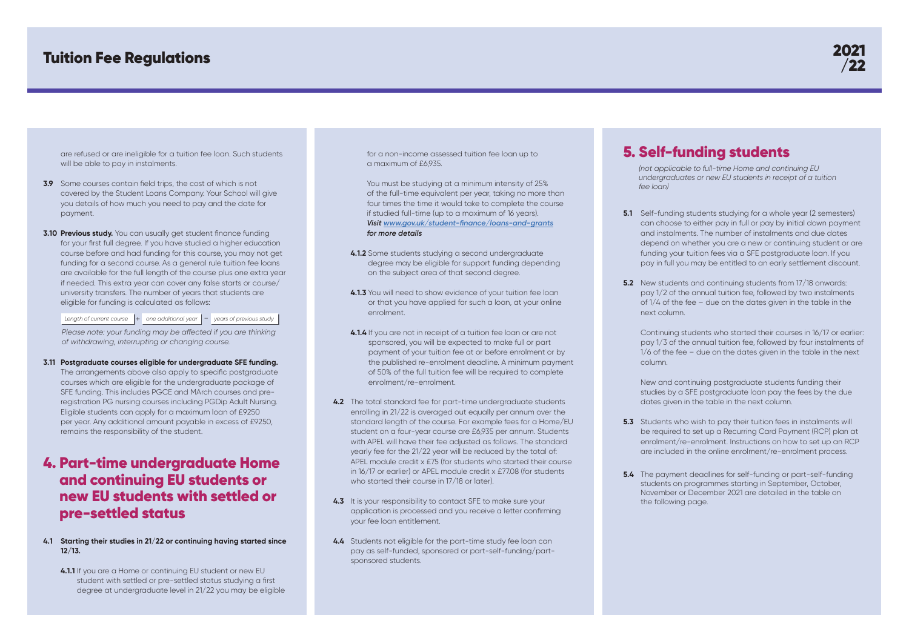are refused or are ineligible for a tuition fee loan. Such students will be able to pay in instalments.

**3.9** Some courses contain field trips, the cost of which is not covered by the Student Loans Company. Your School will give you details of how much you need to pay and the date for payment.

**3.10 Previous study.** You can usually get student finance funding for your first full degree. If you have studied a higher education course before and had funding for this course, you may not get funding for a second course. As a general rule tuition fee loans are available for the full length of the course plus one extra year if needed. This extra year can cover any false starts or course/ university transfers. The number of years that students are eligible for funding is calculated as follows:

*Length of current course* + *one additional year* – *years of previous study*

*Please note: your funding may be affected if you are thinking of withdrawing, interrupting or changing course.*

**3.11 Postgraduate courses eligible for undergraduate SFE funding.** The arrangements above also apply to specific postgraduate courses which are eligible for the undergraduate package of SFE funding. This includes PGCE and MArch courses and pre-registration PG nursing courses including PGDip Adult Nursing. Eligible students can apply for a maximum loan of £9250 per year. Any additional amount payable in excess of £9250, remains the responsibility of the student.

## 4. Part-time undergraduate Home and continuing EU students or new EU students with settled or pre-settled status

**4.1 Starting their studies in 21/22 or continuing having started since 12/13.**

**4.1.1** If you are a Home or continuing EU student or new EU student with settled or pre-settled status studying a first degree at undergraduate level in 21/22 you may be eligible for a non-income assessed tuition fee loan up to a maximum of £6,935.

You must be studying at a minimum intensity of 25% of the full-time equivalent per year, taking no more than four times the time it would take to complete the course if studied full-time (up to a maximum of 16 years). ***Visit www.gov.uk/student-finance/loans-and-grants for more details***

**4.1.2** Some students studying a second undergraduate degree may be eligible for support funding depending on the subject area of that second degree.

**4.1.3** You will need to show evidence of your tuition fee loan or that you have applied for such a loan, at your online enrolment.

**4.1.4** If you are not in receipt of a tuition fee loan or are not sponsored, you will be expected to make full or part payment of your tuition fee at or before enrolment or by the published re-enrolment deadline. A minimum payment of 50% of the full tuition fee will be required to complete enrolment/re-enrolment.

**4.2** The total standard fee for part-time undergraduate students enrolling in 21/22 is averaged out equally per annum over the standard length of the course. For example fees for a Home/EU student on a four-year course are £6,935 per annum. Students with APEL will have their fee adjusted as follows. The standard yearly fee for the 21/22 year will be reduced by the total of: APEL module credit x £75 (for students who started their course in 16/17 or earlier) or APEL module credit x £77.08 (for students who started their course in 17/18 or later).

**4.3** It is your responsibility to contact SFE to make sure your application is processed and you receive a letter confirming your fee loan entitlement.

**4.4** Students not eligible for the part-time study fee loan can pay as self-funded, sponsored or part-self-funding/part-sponsored students.

## 5. Self-funding students

*(not applicable to full-time Home and continuing EU undergraduates or new EU students in receipt of a tuition fee loan)*

**5.1** Self-funding students studying for a whole year (2 semesters) can choose to either pay in full or pay by initial down payment and instalments. The number of instalments and due dates depend on whether you are a new or continuing student or are funding your tuition fees via a SFE postgraduate loan. If you pay in full you may be entitled to an early settlement discount.

**5.2** New students and continuing students from 17/18 onwards: pay 1/2 of the annual tuition fee, followed by two instalments of 1/4 of the fee – due on the dates given in the table in the next column.

Continuing students who started their courses in 16/17 or earlier: pay 1/3 of the annual tuition fee, followed by four instalments of 1/6 of the fee – due on the dates given in the table in the next column.

New and continuing postgraduate students funding their studies by a SFE postgraduate loan pay the fees by the due dates given in the table in the next column.

**5.3** Students who wish to pay their tuition fees in instalments will be required to set up a Recurring Card Payment (RCP) plan at enrolment/re-enrolment. Instructions on how to set up an RCP are included in the online enrolment/re-enrolment process.

**5.4** The payment deadlines for self-funding or part-self-funding students on programmes starting in September, October, November or December 2021 are detailed in the table on the following page.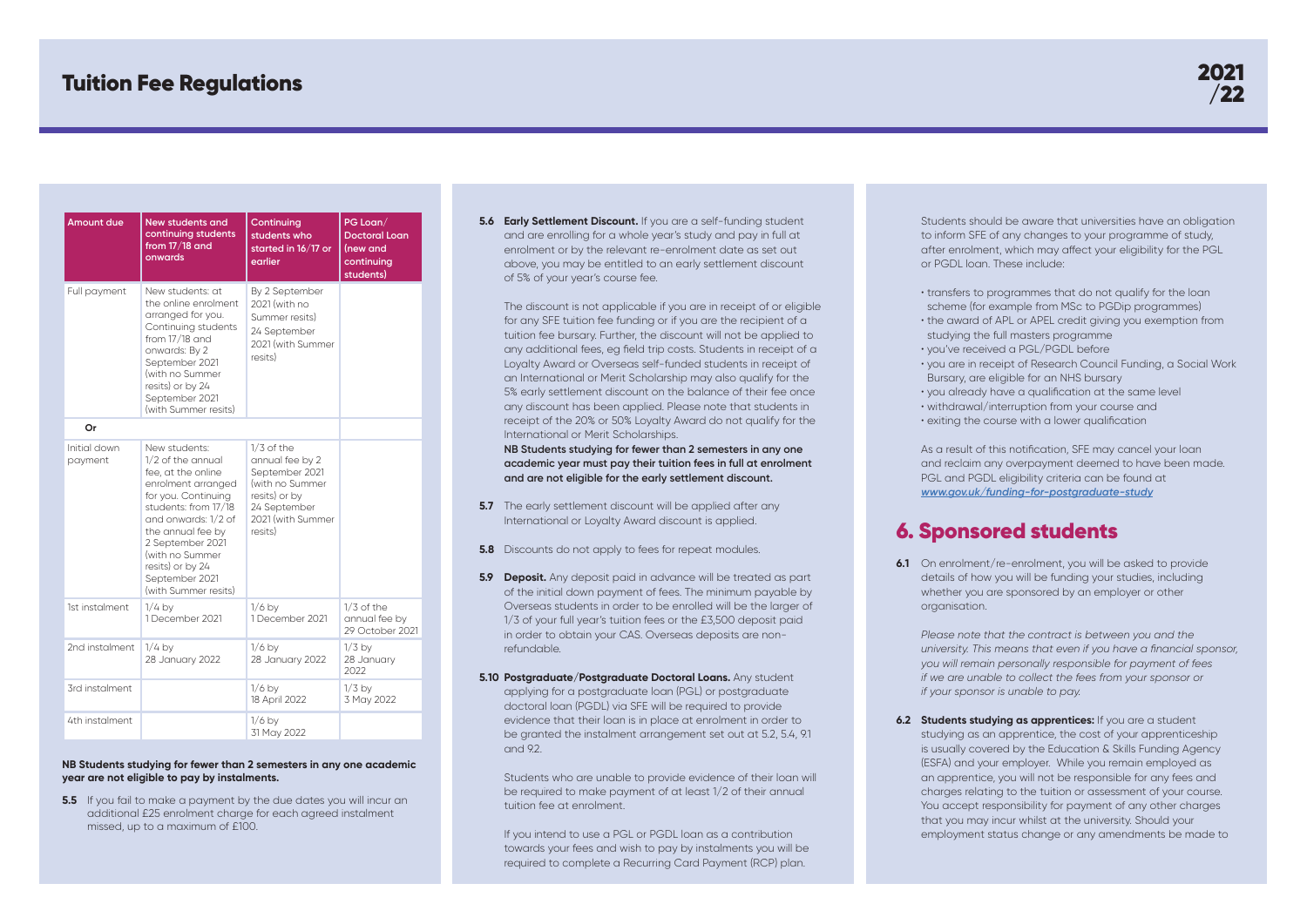| Amount due | New students and continuing students from 17/18 and onwards | Continuing students who started in 16/17 or earlier | PG Loan/ Doctoral Loan (new and continuing students) |
|---|---|---|---|
| Full payment | New students: at the online enrolment arranged for you. Continuing students from 17/18 and onwards: By 2 September 2021 (with no Summer resits) or by 24 September 2021 (with Summer resits) | By 2 September 2021 (with no Summer resits) 24 September 2021 (with Summer resits) | |
| **Or** | | | |
| Initial down payment | New students: 1/2 of the annual fee, at the online enrolment arranged for you. Continuing students: from 17/18 and onwards: 1/2 of the annual fee by 2 September 2021 (with no Summer resits) or by 24 September 2021 (with Summer resits) | 1/3 of the annual fee by 2 September 2021 (with no Summer resits) or by 24 September 2021 (with Summer resits) | |
| 1st instalment | 1/4 by 1 December 2021 | 1/6 by 1 December 2021 | 1/3 of the annual fee by 29 October 2021 |
| 2nd instalment | 1/4 by 28 January 2022 | 1/6 by 28 January 2022 | 1/3 by 28 January 2022 |
| 3rd instalment | | 1/6 by 18 April 2022 | 1/3 by 3 May 2022 |
| 4th instalment | | 1/6 by 31 May 2022 | |

**NB Students studying for fewer than 2 semesters in any one academic year are not eligible to pay by instalments.**

**5.5** If you fail to make a payment by the due dates you will incur an additional £25 enrolment charge for each agreed instalment missed, up to a maximum of £100.

**5.6 Early Settlement Discount.** If you are a self-funding student and are enrolling for a whole year's study and pay in full at enrolment or by the relevant re-enrolment date as set out above, you may be entitled to an early settlement discount of 5% of your year's course fee.

The discount is not applicable if you are in receipt of or eligible for any SFE tuition fee funding or if you are the recipient of a tuition fee bursary. Further, the discount will not be applied to any additional fees, eg field trip costs. Students in receipt of a Loyalty Award or Overseas self-funded students in receipt of an International or Merit Scholarship may also qualify for the 5% early settlement discount on the balance of their fee once any discount has been applied. Please note that students in receipt of the 20% or 50% Loyalty Award do not qualify for the International or Merit Scholarships.

**NB Students studying for fewer than 2 semesters in any one academic year must pay their tuition fees in full at enrolment and are not eligible for the early settlement discount.**

**5.7** The early settlement discount will be applied after any International or Loyalty Award discount is applied.

**5.8** Discounts do not apply to fees for repeat modules.

**5.9 Deposit.** Any deposit paid in advance will be treated as part of the initial down payment of fees. The minimum payable by Overseas students in order to be enrolled will be the larger of 1/3 of your full year's tuition fees or the £3,500 deposit paid in order to obtain your CAS. Overseas deposits are non-refundable.

**5.10 Postgraduate/Postgraduate Doctoral Loans.** Any student applying for a postgraduate loan (PGL) or postgraduate doctoral loan (PGDL) via SFE will be required to provide evidence that their loan is in place at enrolment in order to be granted the instalment arrangement set out at 5.2, 5.4, 9.1 and 9.2.

Students who are unable to provide evidence of their loan will be required to make payment of at least 1/2 of their annual tuition fee at enrolment.

If you intend to use a PGL or PGDL loan as a contribution towards your fees and wish to pay by instalments you will be required to complete a Recurring Card Payment (RCP) plan.

Students should be aware that universities have an obligation to inform SFE of any changes to your programme of study, after enrolment, which may affect your eligibility for the PGL or PGDL loan. These include:

- transfers to programmes that do not qualify for the loan scheme (for example from MSc to PGDip programmes)
- the award of APL or APEL credit giving you exemption from studying the full masters programme
- you've received a PGL/PGDL before
- you are in receipt of Research Council Funding, a Social Work Bursary, are eligible for an NHS bursary
- you already have a qualification at the same level
- withdrawal/interruption from your course and
- exiting the course with a lower qualification

As a result of this notification, SFE may cancel your loan and reclaim any overpayment deemed to have been made. PGL and PGDL eligibility criteria can be found at ***www.gov.uk/funding-for-postgraduate-study***

## 6. Sponsored students

**6.1** On enrolment/re-enrolment, you will be asked to provide details of how you will be funding your studies, including whether you are sponsored by an employer or other organisation.

*Please note that the contract is between you and the university. This means that even if you have a financial sponsor, you will remain personally responsible for payment of fees if we are unable to collect the fees from your sponsor or if your sponsor is unable to pay.*

**6.2 Students studying as apprentices:** If you are a student studying as an apprentice, the cost of your apprenticeship is usually covered by the Education & Skills Funding Agency (ESFA) and your employer. While you remain employed as an apprentice, you will not be responsible for any fees and charges relating to the tuition or assessment of your course. You accept responsibility for payment of any other charges that you may incur whilst at the university. Should your employment status change or any amendments be made to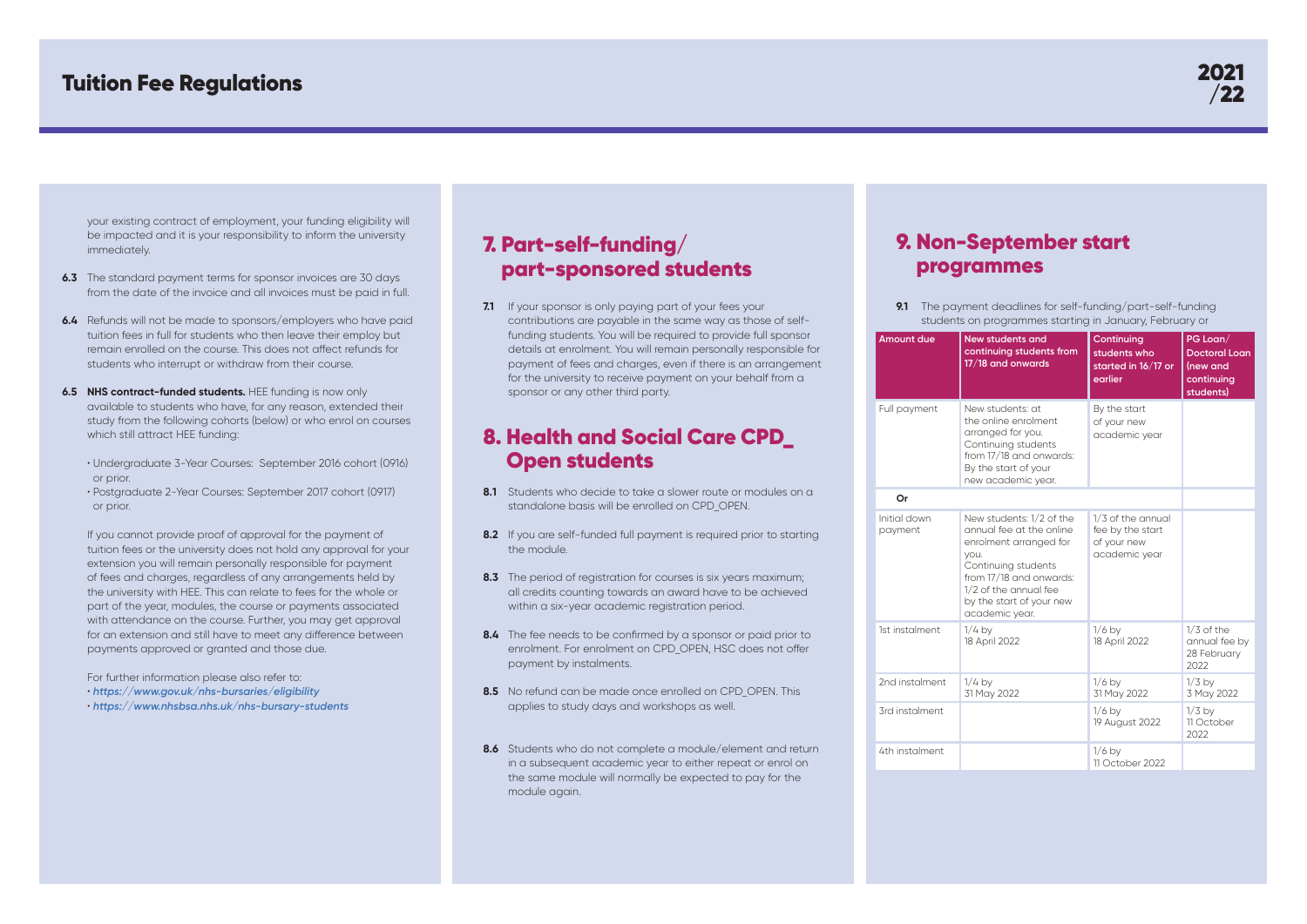your existing contract of employment, your funding eligibility will be impacted and it is your responsibility to inform the university immediately.

**6.3** The standard payment terms for sponsor invoices are 30 days from the date of the invoice and all invoices must be paid in full.

**6.4** Refunds will not be made to sponsors/employers who have paid tuition fees in full for students who then leave their employ but remain enrolled on the course. This does not affect refunds for students who interrupt or withdraw from their course.

**6.5** **NHS contract-funded students.** HEE funding is now only available to students who have, for any reason, extended their study from the following cohorts (below) or who enrol on courses which still attract HEE funding:

- Undergraduate 3-Year Courses: September 2016 cohort (0916) or prior.
- Postgraduate 2-Year Courses: September 2017 cohort (0917) or prior.

If you cannot provide proof of approval for the payment of tuition fees or the university does not hold any approval for your extension you will remain personally responsible for payment of fees and charges, regardless of any arrangements held by the university with HEE. This can relate to fees for the whole or part of the year, modules, the course or payments associated with attendance on the course. Further, you may get approval for an extension and still have to meet any difference between payments approved or granted and those due.

For further information please also refer to:

- ***https://www.gov.uk/nhs-bursaries/eligibility***
- ***https://www.nhsbsa.nhs.uk/nhs-bursary-students***

## 7. Part-self-funding/ part-sponsored students

**7.1** If your sponsor is only paying part of your fees your contributions are payable in the same way as those of self-funding students. You will be required to provide full sponsor details at enrolment. You will remain personally responsible for payment of fees and charges, even if there is an arrangement for the university to receive payment on your behalf from a sponsor or any other third party.

## 8. Health and Social Care CPD_ Open students

**8.1** Students who decide to take a slower route or modules on a standalone basis will be enrolled on CPD_OPEN.

**8.2** If you are self-funded full payment is required prior to starting the module.

**8.3** The period of registration for courses is six years maximum; all credits counting towards an award have to be achieved within a six-year academic registration period.

**8.4** The fee needs to be confirmed by a sponsor or paid prior to enrolment. For enrolment on CPD_OPEN, HSC does not offer payment by instalments.

**8.5** No refund can be made once enrolled on CPD_OPEN. This applies to study days and workshops as well.

**8.6** Students who do not complete a module/element and return in a subsequent academic year to either repeat or enrol on the same module will normally be expected to pay for the module again.

## 9. Non-September start programmes

**9.1** The payment deadlines for self-funding/part-self-funding students on programmes starting in January, February or

| Amount due | New students and continuing students from 17/18 and onwards | Continuing students who started in 16/17 or earlier | PG Loan/ Doctoral Loan (new and continuing students) |
|---|---|---|---|
| Full payment | New students: at the online enrolment arranged for you. Continuing students from 17/18 and onwards: By the start of your new academic year. | By the start of your new academic year | |
| **Or** | | | |
| Initial down payment | New students: 1/2 of the annual fee at the online enrolment arranged for you. Continuing students from 17/18 and onwards: 1/2 of the annual fee by the start of your new academic year. | 1/3 of the annual fee by the start of your new academic year | |
| 1st instalment | 1/4 by 18 April 2022 | 1/6 by 18 April 2022 | 1/3 of the annual fee by 28 February 2022 |
| 2nd instalment | 1/4 by 31 May 2022 | 1/6 by 31 May 2022 | 1/3 by 3 May 2022 |
| 3rd instalment | | 1/6 by 19 August 2022 | 1/3 by 11 October 2022 |
| 4th instalment | | 1/6 by 11 October 2022 | |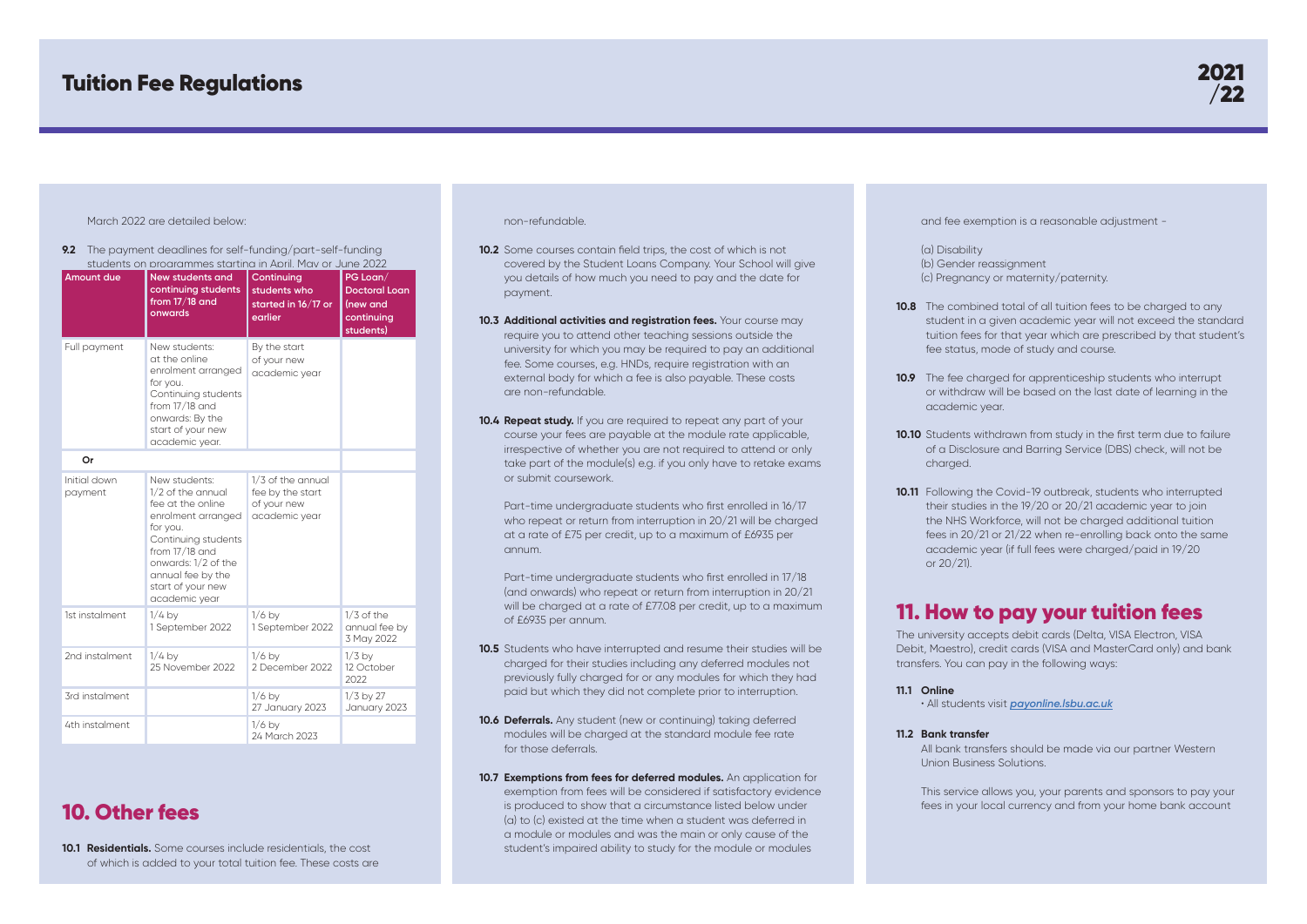March 2022 are detailed below:

**9.2** The payment deadlines for self-funding/part-self-funding students on programmes starting in April, May or June 2022

| Amount due | New students and continuing students from 17/18 and onwards | Continuing students who started in 16/17 or earlier | PG Loan/ Doctoral Loan (new and continuing students) |
|---|---|---|---|
| Full payment | New students: at the online enrolment arranged for you. Continuing students from 17/18 and onwards: By the start of your new academic year. | By the start of your new academic year | |
| **Or** | | | |
| Initial down payment | New students: 1/2 of the annual fee at the online enrolment arranged for you. Continuing students from 17/18 and onwards: 1/2 of the annual fee by the start of your new academic year | 1/3 of the annual fee by the start of your new academic year | |
| 1st instalment | 1/4 by 1 September 2022 | 1/6 by 1 September 2022 | 1/3 of the annual fee by 3 May 2022 |
| 2nd instalment | 1/4 by 25 November 2022 | 1/6 by 2 December 2022 | 1/3 by 12 October 2022 |
| 3rd instalment | | 1/6 by 27 January 2023 | 1/3 by 27 January 2023 |
| 4th instalment | | 1/6 by 24 March 2023 | |

# 10. Other fees

**10.1 Residentials.** Some courses include residentials, the cost of which is added to your total tuition fee. These costs are non-refundable.

**10.2** Some courses contain field trips, the cost of which is not covered by the Student Loans Company. Your School will give you details of how much you need to pay and the date for payment.

**10.3 Additional activities and registration fees.** Your course may require you to attend other teaching sessions outside the university for which you may be required to pay an additional fee. Some courses, e.g. HNDs, require registration with an external body for which a fee is also payable. These costs are non-refundable.

**10.4 Repeat study.** If you are required to repeat any part of your course your fees are payable at the module rate applicable, irrespective of whether you are not required to attend or only take part of the module(s) e.g. if you only have to retake exams or submit coursework.

Part-time undergraduate students who first enrolled in 16/17 who repeat or return from interruption in 20/21 will be charged at a rate of £75 per credit, up to a maximum of £6935 per annum.

Part-time undergraduate students who first enrolled in 17/18 (and onwards) who repeat or return from interruption in 20/21 will be charged at a rate of £77.08 per credit, up to a maximum of £6935 per annum.

**10.5** Students who have interrupted and resume their studies will be charged for their studies including any deferred modules not previously fully charged for or any modules for which they had paid but which they did not complete prior to interruption.

**10.6 Deferrals.** Any student (new or continuing) taking deferred modules will be charged at the standard module fee rate for those deferrals.

**10.7 Exemptions from fees for deferred modules.** An application for exemption from fees will be considered if satisfactory evidence is produced to show that a circumstance listed below under (a) to (c) existed at the time when a student was deferred in a module or modules and was the main or only cause of the student's impaired ability to study for the module or modules and fee exemption is a reasonable adjustment -

(a) Disability
(b) Gender reassignment
(c) Pregnancy or maternity/paternity.

**10.8** The combined total of all tuition fees to be charged to any student in a given academic year will not exceed the standard tuition fees for that year which are prescribed by that student's fee status, mode of study and course.

**10.9** The fee charged for apprenticeship students who interrupt or withdraw will be based on the last date of learning in the academic year.

**10.10** Students withdrawn from study in the first term due to failure of a Disclosure and Barring Service (DBS) check, will not be charged.

**10.11** Following the Covid-19 outbreak, students who interrupted their studies in the 19/20 or 20/21 academic year to join the NHS Workforce, will not be charged additional tuition fees in 20/21 or 21/22 when re-enrolling back onto the same academic year (if full fees were charged/paid in 19/20 or 20/21).

# 11. How to pay your tuition fees

The university accepts debit cards (Delta, VISA Electron, VISA Debit, Maestro), credit cards (VISA and MasterCard only) and bank transfers. You can pay in the following ways:

**11.1 Online**

- All students visit ***payonline.lsbu.ac.uk***

**11.2 Bank transfer**

All bank transfers should be made via our partner Western Union Business Solutions.

This service allows you, your parents and sponsors to pay your fees in your local currency and from your home bank account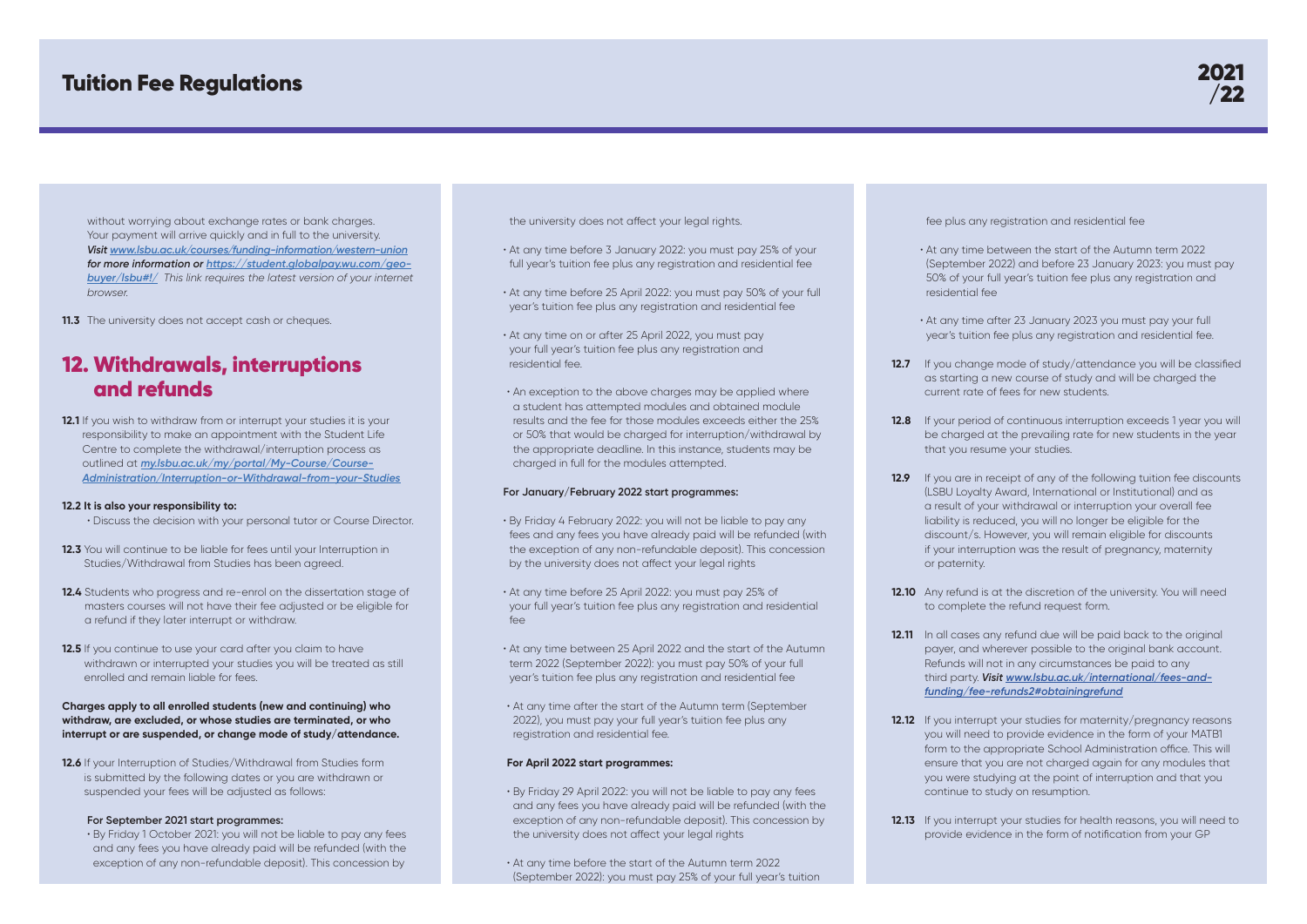without worrying about exchange rates or bank charges. Your payment will arrive quickly and in full to the university. ***Visit [www.lsbu.ac.uk/courses/funding-information/western-union](www.lsbu.ac.uk/courses/funding-information/western-union) for more information or [https://student.globalpay.wu.com/geo-buyer/lsbu#!/](https://student.globalpay.wu.com/geo-buyer/lsbu#!/)*** *This link requires the latest version of your internet browser.*

**11.3** The university does not accept cash or cheques.

## 12. Withdrawals, interruptions and refunds

**12.1** If you wish to withdraw from or interrupt your studies it is your responsibility to make an appointment with the Student Life Centre to complete the withdrawal/interruption process as outlined at ***[my.lsbu.ac.uk/my/portal/My-Course/Course-Administration/Interruption-or-Withdrawal-from-your-Studies](my.lsbu.ac.uk/my/portal/My-Course/Course-Administration/Interruption-or-Withdrawal-from-your-Studies)***

**12.2 It is also your responsibility to:**

- Discuss the decision with your personal tutor or Course Director.

**12.3** You will continue to be liable for fees until your Interruption in Studies/Withdrawal from Studies has been agreed.

**12.4** Students who progress and re-enrol on the dissertation stage of masters courses will not have their fee adjusted or be eligible for a refund if they later interrupt or withdraw.

**12.5** If you continue to use your card after you claim to have withdrawn or interrupted your studies you will be treated as still enrolled and remain liable for fees.

**Charges apply to all enrolled students (new and continuing) who withdraw, are excluded, or whose studies are terminated, or who interrupt or are suspended, or change mode of study/attendance.**

**12.6** If your Interruption of Studies/Withdrawal from Studies form is submitted by the following dates or you are withdrawn or suspended your fees will be adjusted as follows:

**For September 2021 start programmes:**

- By Friday 1 October 2021: you will not be liable to pay any fees and any fees you have already paid will be refunded (with the exception of any non-refundable deposit). This concession by the university does not affect your legal rights.
- At any time before 3 January 2022: you must pay 25% of your full year's tuition fee plus any registration and residential fee
- At any time before 25 April 2022: you must pay 50% of your full year's tuition fee plus any registration and residential fee
- At any time on or after 25 April 2022, you must pay your full year's tuition fee plus any registration and residential fee.
- An exception to the above charges may be applied where a student has attempted modules and obtained module results and the fee for those modules exceeds either the 25% or 50% that would be charged for interruption/withdrawal by the appropriate deadline. In this instance, students may be charged in full for the modules attempted.

**For January/February 2022 start programmes:**

- By Friday 4 February 2022: you will not be liable to pay any fees and any fees you have already paid will be refunded (with the exception of any non-refundable deposit). This concession by the university does not affect your legal rights
- At any time before 25 April 2022: you must pay 25% of your full year's tuition fee plus any registration and residential fee
- At any time between 25 April 2022 and the start of the Autumn term 2022 (September 2022): you must pay 50% of your full year's tuition fee plus any registration and residential fee
- At any time after the start of the Autumn term (September 2022), you must pay your full year's tuition fee plus any registration and residential fee.

**For April 2022 start programmes:**

- By Friday 29 April 2022: you will not be liable to pay any fees and any fees you have already paid will be refunded (with the exception of any non-refundable deposit). This concession by the university does not affect your legal rights
- At any time before the start of the Autumn term 2022 (September 2022): you must pay 25% of your full year's tuition fee plus any registration and residential fee
- At any time between the start of the Autumn term 2022 (September 2022) and before 23 January 2023: you must pay 50% of your full year's tuition fee plus any registration and residential fee
- At any time after 23 January 2023 you must pay your full year's tuition fee plus any registration and residential fee.

**12.7** If you change mode of study/attendance you will be classified as starting a new course of study and will be charged the current rate of fees for new students.

**12.8** If your period of continuous interruption exceeds 1 year you will be charged at the prevailing rate for new students in the year that you resume your studies.

**12.9** If you are in receipt of any of the following tuition fee discounts (LSBU Loyalty Award, International or Institutional) and as a result of your withdrawal or interruption your overall fee liability is reduced, you will no longer be eligible for the discount/s. However, you will remain eligible for discounts if your interruption was the result of pregnancy, maternity or paternity.

**12.10** Any refund is at the discretion of the university. You will need to complete the refund request form.

**12.11** In all cases any refund due will be paid back to the original payer, and wherever possible to the original bank account. Refunds will not in any circumstances be paid to any third party. ***Visit [www.lsbu.ac.uk/international/fees-and-funding/fee-refunds2#obtainingrefund](www.lsbu.ac.uk/international/fees-and-funding/fee-refunds2#obtainingrefund)***

**12.12** If you interrupt your studies for maternity/pregnancy reasons you will need to provide evidence in the form of your MATB1 form to the appropriate School Administration office. This will ensure that you are not charged again for any modules that you were studying at the point of interruption and that you continue to study on resumption.

**12.13** If you interrupt your studies for health reasons, you will need to provide evidence in the form of notification from your GP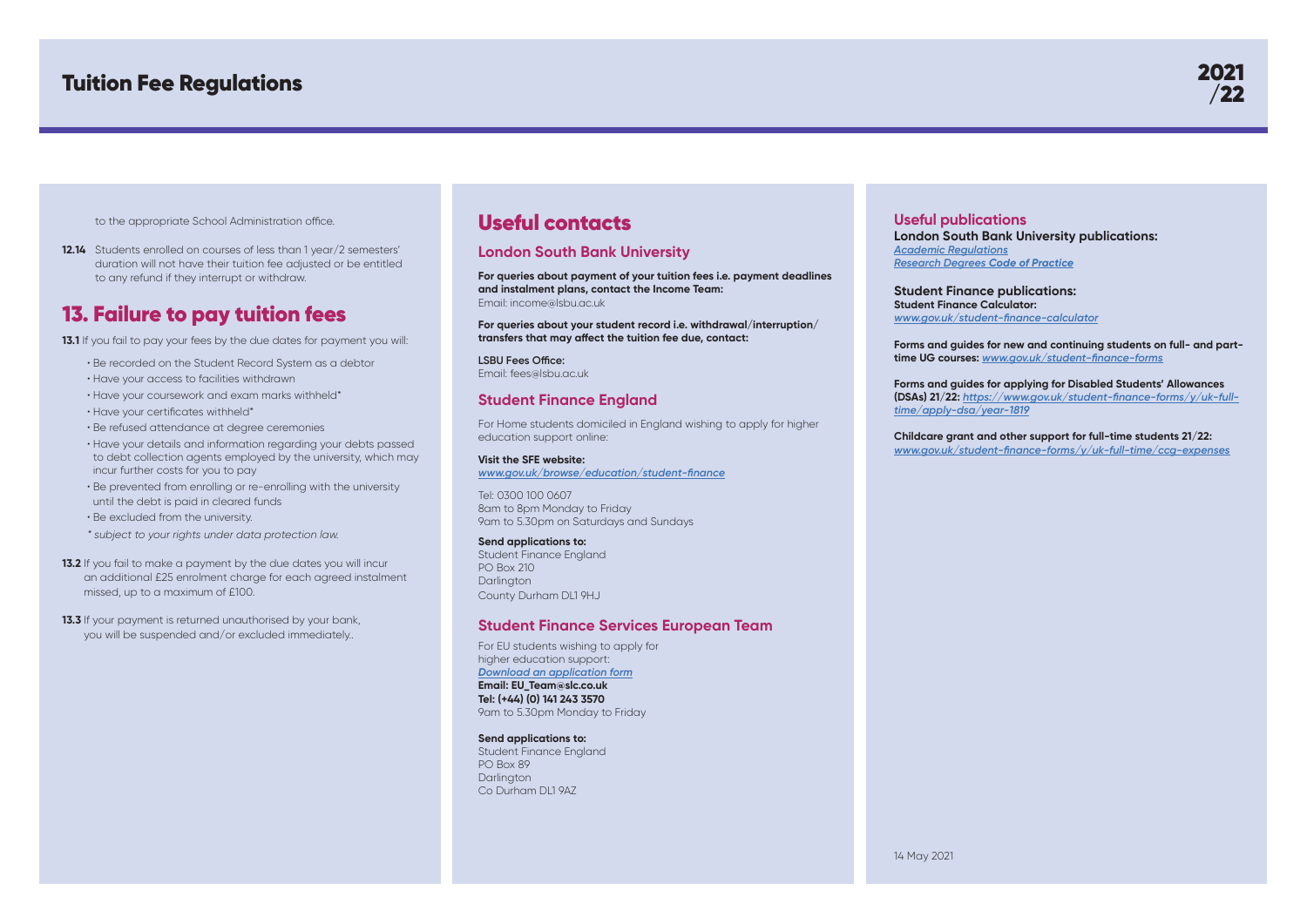to the appropriate School Administration office.

**12.14** Students enrolled on courses of less than 1 year/2 semesters' duration will not have their tuition fee adjusted or be entitled to any refund if they interrupt or withdraw.

## 13. Failure to pay tuition fees

**13.1** If you fail to pay your fees by the due dates for payment you will:

- Be recorded on the Student Record System as a debtor
- Have your access to facilities withdrawn
- Have your coursework and exam marks withheld*
- Have your certificates withheld*
- Be refused attendance at degree ceremonies
- Have your details and information regarding your debts passed to debt collection agents employed by the university, which may incur further costs for you to pay
- Be prevented from enrolling or re-enrolling with the university until the debt is paid in cleared funds
- Be excluded from the university.

*\* subject to your rights under data protection law.*

**13.2** If you fail to make a payment by the due dates you will incur an additional £25 enrolment charge for each agreed instalment missed, up to a maximum of £100.

**13.3** If your payment is returned unauthorised by your bank, you will be suspended and/or excluded immediately..

## Useful contacts

### London South Bank University

**For queries about payment of your tuition fees i.e. payment deadlines and instalment plans, contact the Income Team:**
Email: income@lsbu.ac.uk

**For queries about your student record i.e. withdrawal/interruption/ transfers that may affect the tuition fee due, contact:**

**LSBU Fees Office:**
Email: fees@lsbu.ac.uk

### Student Finance England

For Home students domiciled in England wishing to apply for higher education support online:

**Visit the SFE website:**
*www.gov.uk/browse/education/student-finance*

Tel: 0300 100 0607
8am to 8pm Monday to Friday
9am to 5.30pm on Saturdays and Sundays

**Send applications to:**
Student Finance England
PO Box 210
Darlington
County Durham DL1 9HJ

### Student Finance Services European Team

For EU students wishing to apply for higher education support:
*Download an application form*
**Email: EU_Team@slc.co.uk**
**Tel: (+44) (0) 141 243 3570**
9am to 5.30pm Monday to Friday

**Send applications to:**
Student Finance England
PO Box 89
Darlington
Co Durham DL1 9AZ

### Useful publications

**London South Bank University publications:**
*Academic Regulations*
*Research Degrees Code of Practice*

**Student Finance publications:**
**Student Finance Calculator:**
*www.gov.uk/student-finance-calculator*

**Forms and guides for new and continuing students on full- and part-time UG courses:** *www.gov.uk/student-finance-forms*

**Forms and guides for applying for Disabled Students' Allowances (DSAs) 21/22:** *https://www.gov.uk/student-finance-forms/y/uk-full-time/apply-dsa/year-1819*

**Childcare grant and other support for full-time students 21/22:**
*www.gov.uk/student-finance-forms/y/uk-full-time/ccg-expenses*

14 May 2021